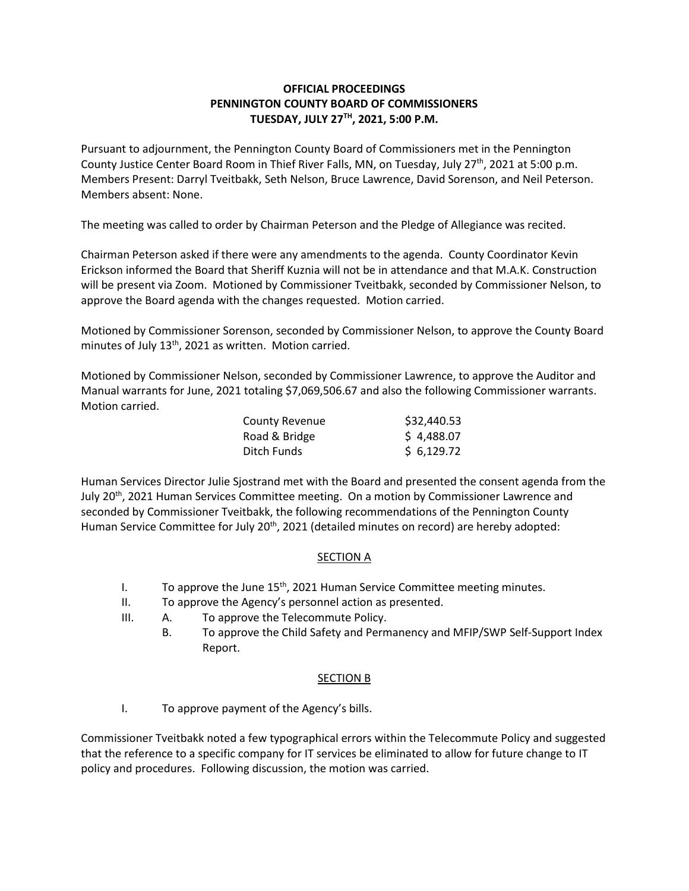# OFFICIAL PROCEEDINGS
# PENNINGTON COUNTY BOARD OF COMMISSIONERS
# TUESDAY, JULY 27TH, 2021, 5:00 P.M.

Pursuant to adjournment, the Pennington County Board of Commissioners met in the Pennington County Justice Center Board Room in Thief River Falls, MN, on Tuesday, July 27th, 2021 at 5:00 p.m. Members Present: Darryl Tveitbakk, Seth Nelson, Bruce Lawrence, David Sorenson, and Neil Peterson. Members absent: None.

The meeting was called to order by Chairman Peterson and the Pledge of Allegiance was recited.

Chairman Peterson asked if there were any amendments to the agenda. County Coordinator Kevin Erickson informed the Board that Sheriff Kuznia will not be in attendance and that M.A.K. Construction will be present via Zoom. Motioned by Commissioner Tveitbakk, seconded by Commissioner Nelson, to approve the Board agenda with the changes requested. Motion carried.

Motioned by Commissioner Sorenson, seconded by Commissioner Nelson, to approve the County Board minutes of July 13th, 2021 as written. Motion carried.

Motioned by Commissioner Nelson, seconded by Commissioner Lawrence, to approve the Auditor and Manual warrants for June, 2021 totaling $7,069,506.67 and also the following Commissioner warrants. Motion carried.

| | |
|---|---|
| County Revenue | $32,440.53 |
| Road & Bridge | $ 4,488.07 |
| Ditch Funds | $ 6,129.72 |

Human Services Director Julie Sjostrand met with the Board and presented the consent agenda from the July 20th, 2021 Human Services Committee meeting. On a motion by Commissioner Lawrence and seconded by Commissioner Tveitbakk, the following recommendations of the Pennington County Human Service Committee for July 20th, 2021 (detailed minutes on record) are hereby adopted:

## SECTION A

I. To approve the June 15th, 2021 Human Service Committee meeting minutes.

II. To approve the Agency's personnel action as presented.

III. A. To approve the Telecommute Policy.

B. To approve the Child Safety and Permanency and MFIP/SWP Self-Support Index Report.

## SECTION B

I. To approve payment of the Agency's bills.

Commissioner Tveitbakk noted a few typographical errors within the Telecommute Policy and suggested that the reference to a specific company for IT services be eliminated to allow for future change to IT policy and procedures. Following discussion, the motion was carried.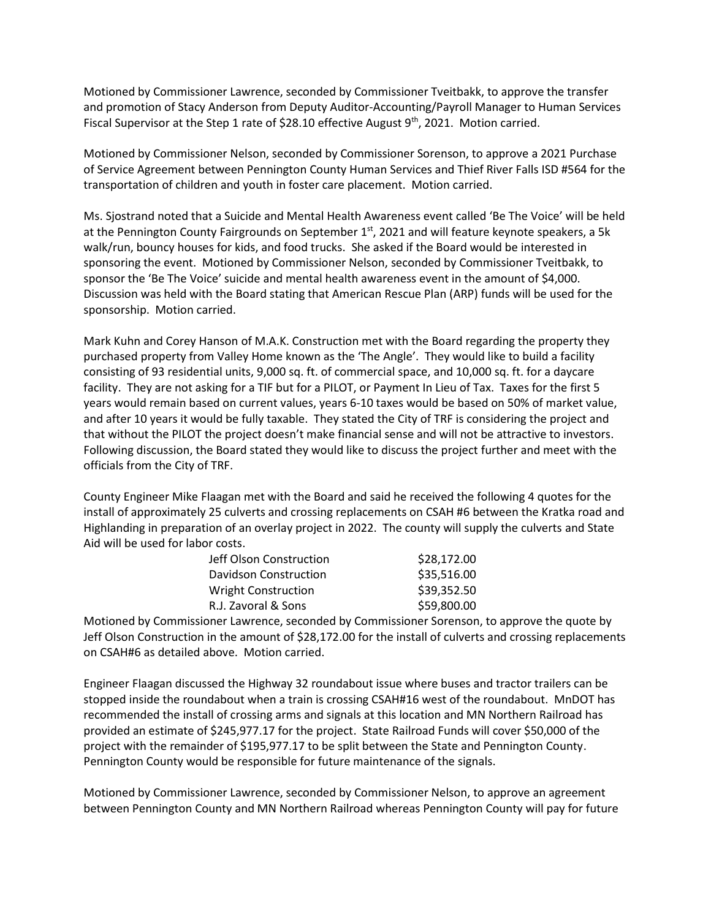Motioned by Commissioner Lawrence, seconded by Commissioner Tveitbakk, to approve the transfer and promotion of Stacy Anderson from Deputy Auditor-Accounting/Payroll Manager to Human Services Fiscal Supervisor at the Step 1 rate of $28.10 effective August 9th, 2021. Motion carried.

Motioned by Commissioner Nelson, seconded by Commissioner Sorenson, to approve a 2021 Purchase of Service Agreement between Pennington County Human Services and Thief River Falls ISD #564 for the transportation of children and youth in foster care placement. Motion carried.

Ms. Sjostrand noted that a Suicide and Mental Health Awareness event called 'Be The Voice' will be held at the Pennington County Fairgrounds on September 1st, 2021 and will feature keynote speakers, a 5k walk/run, bouncy houses for kids, and food trucks. She asked if the Board would be interested in sponsoring the event. Motioned by Commissioner Nelson, seconded by Commissioner Tveitbakk, to sponsor the 'Be The Voice' suicide and mental health awareness event in the amount of $4,000. Discussion was held with the Board stating that American Rescue Plan (ARP) funds will be used for the sponsorship. Motion carried.

Mark Kuhn and Corey Hanson of M.A.K. Construction met with the Board regarding the property they purchased property from Valley Home known as the 'The Angle'. They would like to build a facility consisting of 93 residential units, 9,000 sq. ft. of commercial space, and 10,000 sq. ft. for a daycare facility. They are not asking for a TIF but for a PILOT, or Payment In Lieu of Tax. Taxes for the first 5 years would remain based on current values, years 6-10 taxes would be based on 50% of market value, and after 10 years it would be fully taxable. They stated the City of TRF is considering the project and that without the PILOT the project doesn't make financial sense and will not be attractive to investors. Following discussion, the Board stated they would like to discuss the project further and meet with the officials from the City of TRF.

County Engineer Mike Flaagan met with the Board and said he received the following 4 quotes for the install of approximately 25 culverts and crossing replacements on CSAH #6 between the Kratka road and Highlanding in preparation of an overlay project in 2022. The county will supply the culverts and State Aid will be used for labor costs.

| | |
|---|---|
| Jeff Olson Construction | $28,172.00 |
| Davidson Construction | $35,516.00 |
| Wright Construction | $39,352.50 |
| R.J. Zavoral & Sons | $59,800.00 |

Motioned by Commissioner Lawrence, seconded by Commissioner Sorenson, to approve the quote by Jeff Olson Construction in the amount of $28,172.00 for the install of culverts and crossing replacements on CSAH#6 as detailed above. Motion carried.

Engineer Flaagan discussed the Highway 32 roundabout issue where buses and tractor trailers can be stopped inside the roundabout when a train is crossing CSAH#16 west of the roundabout. MnDOT has recommended the install of crossing arms and signals at this location and MN Northern Railroad has provided an estimate of $245,977.17 for the project. State Railroad Funds will cover $50,000 of the project with the remainder of $195,977.17 to be split between the State and Pennington County. Pennington County would be responsible for future maintenance of the signals.

Motioned by Commissioner Lawrence, seconded by Commissioner Nelson, to approve an agreement between Pennington County and MN Northern Railroad whereas Pennington County will pay for future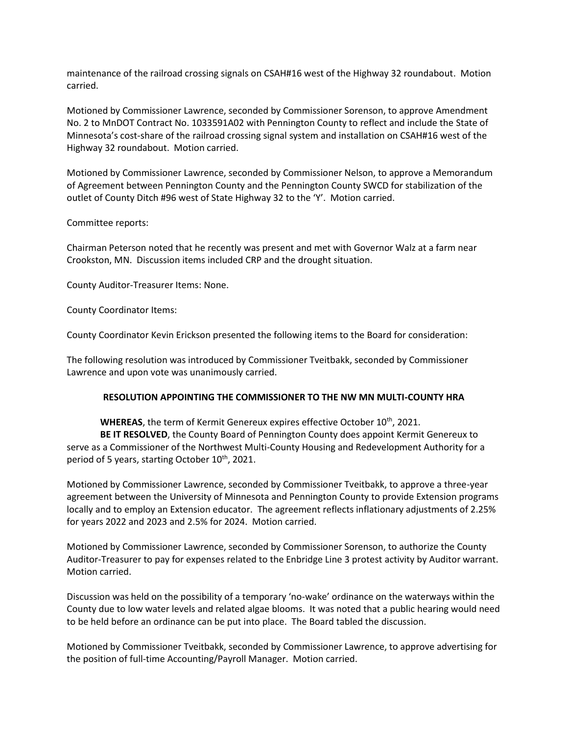maintenance of the railroad crossing signals on CSAH#16 west of the Highway 32 roundabout. Motion carried.

Motioned by Commissioner Lawrence, seconded by Commissioner Sorenson, to approve Amendment No. 2 to MnDOT Contract No. 1033591A02 with Pennington County to reflect and include the State of Minnesota's cost-share of the railroad crossing signal system and installation on CSAH#16 west of the Highway 32 roundabout. Motion carried.

Motioned by Commissioner Lawrence, seconded by Commissioner Nelson, to approve a Memorandum of Agreement between Pennington County and the Pennington County SWCD for stabilization of the outlet of County Ditch #96 west of State Highway 32 to the 'Y'. Motion carried.

Committee reports:

Chairman Peterson noted that he recently was present and met with Governor Walz at a farm near Crookston, MN. Discussion items included CRP and the drought situation.

County Auditor-Treasurer Items: None.

County Coordinator Items:

County Coordinator Kevin Erickson presented the following items to the Board for consideration:

The following resolution was introduced by Commissioner Tveitbakk, seconded by Commissioner Lawrence and upon vote was unanimously carried.

**RESOLUTION APPOINTING THE COMMISSIONER TO THE NW MN MULTI-COUNTY HRA**

**WHEREAS**, the term of Kermit Genereux expires effective October 10th, 2021.

**BE IT RESOLVED**, the County Board of Pennington County does appoint Kermit Genereux to serve as a Commissioner of the Northwest Multi-County Housing and Redevelopment Authority for a period of 5 years, starting October 10th, 2021.

Motioned by Commissioner Lawrence, seconded by Commissioner Tveitbakk, to approve a three-year agreement between the University of Minnesota and Pennington County to provide Extension programs locally and to employ an Extension educator. The agreement reflects inflationary adjustments of 2.25% for years 2022 and 2023 and 2.5% for 2024. Motion carried.

Motioned by Commissioner Lawrence, seconded by Commissioner Sorenson, to authorize the County Auditor-Treasurer to pay for expenses related to the Enbridge Line 3 protest activity by Auditor warrant. Motion carried.

Discussion was held on the possibility of a temporary 'no-wake' ordinance on the waterways within the County due to low water levels and related algae blooms. It was noted that a public hearing would need to be held before an ordinance can be put into place. The Board tabled the discussion.

Motioned by Commissioner Tveitbakk, seconded by Commissioner Lawrence, to approve advertising for the position of full-time Accounting/Payroll Manager. Motion carried.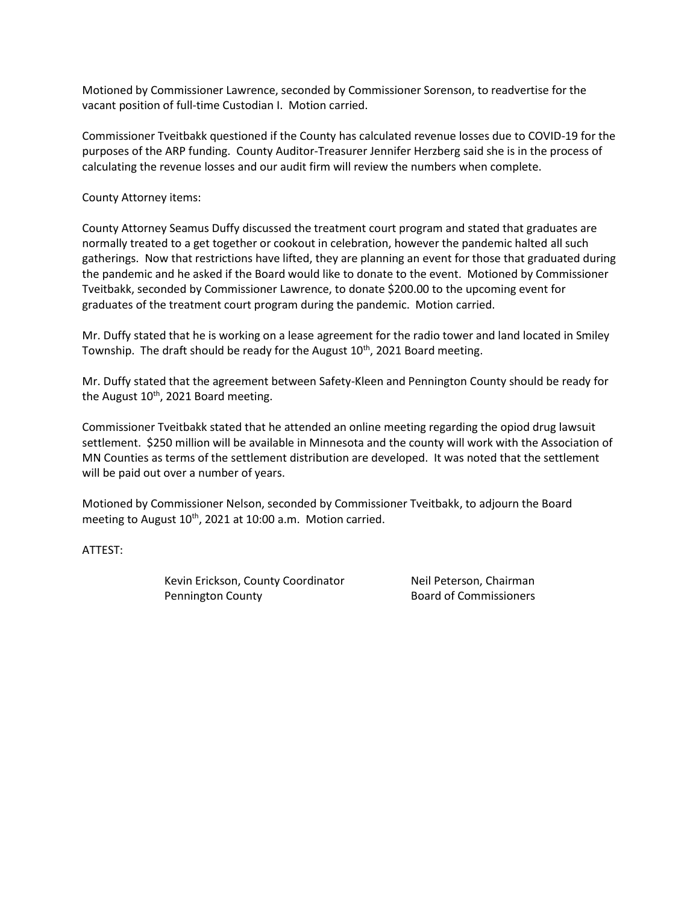Motioned by Commissioner Lawrence, seconded by Commissioner Sorenson, to readvertise for the vacant position of full-time Custodian I. Motion carried.

Commissioner Tveitbakk questioned if the County has calculated revenue losses due to COVID-19 for the purposes of the ARP funding. County Auditor-Treasurer Jennifer Herzberg said she is in the process of calculating the revenue losses and our audit firm will review the numbers when complete.

County Attorney items:

County Attorney Seamus Duffy discussed the treatment court program and stated that graduates are normally treated to a get together or cookout in celebration, however the pandemic halted all such gatherings. Now that restrictions have lifted, they are planning an event for those that graduated during the pandemic and he asked if the Board would like to donate to the event. Motioned by Commissioner Tveitbakk, seconded by Commissioner Lawrence, to donate $200.00 to the upcoming event for graduates of the treatment court program during the pandemic. Motion carried.

Mr. Duffy stated that he is working on a lease agreement for the radio tower and land located in Smiley Township. The draft should be ready for the August 10th, 2021 Board meeting.

Mr. Duffy stated that the agreement between Safety-Kleen and Pennington County should be ready for the August 10th, 2021 Board meeting.

Commissioner Tveitbakk stated that he attended an online meeting regarding the opiod drug lawsuit settlement. $250 million will be available in Minnesota and the county will work with the Association of MN Counties as terms of the settlement distribution are developed. It was noted that the settlement will be paid out over a number of years.

Motioned by Commissioner Nelson, seconded by Commissioner Tveitbakk, to adjourn the Board meeting to August 10th, 2021 at 10:00 a.m. Motion carried.

ATTEST:

Kevin Erickson, County Coordinator
Pennington County

Neil Peterson, Chairman
Board of Commissioners